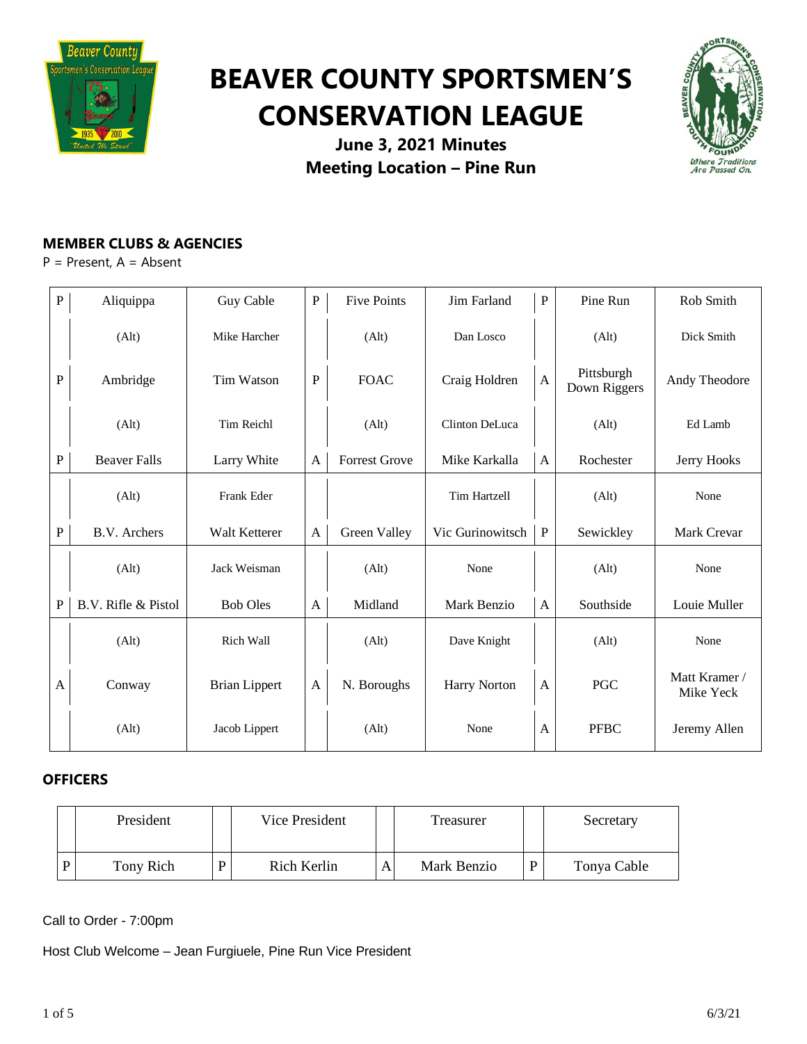# BEAVER COUNTY SPORTSMEN'S CONSERVATION LEAGUE

**June 3, 2021 Minutes**
**Meeting Location – Pine Run**

## MEMBER CLUBS & AGENCIES

P = Present, A = Absent

| | | | | | | | | |
|---|---|---|---|---|---|---|---|---|
| P | Aliquippa | Guy Cable | P | Five Points | Jim Farland | P | Pine Run | Rob Smith |
| | (Alt) | Mike Harcher | | (Alt) | Dan Losco | | (Alt) | Dick Smith |
| P | Ambridge | Tim Watson | P | FOAC | Craig Holdren | A | Pittsburgh Down Riggers | Andy Theodore |
| | (Alt) | Tim Reichl | | (Alt) | Clinton DeLuca | | (Alt) | Ed Lamb |
| P | Beaver Falls | Larry White | A | Forrest Grove | Mike Karkalla | A | Rochester | Jerry Hooks |
| | (Alt) | Frank Eder | | | Tim Hartzell | | (Alt) | None |
| P | B.V. Archers | Walt Ketterer | A | Green Valley | Vic Gurinowitsch | P | Sewickley | Mark Crevar |
| | (Alt) | Jack Weisman | | (Alt) | None | | (Alt) | None |
| P | B.V. Rifle & Pistol | Bob Oles | A | Midland | Mark Benzio | A | Southside | Louie Muller |
| | (Alt) | Rich Wall | | (Alt) | Dave Knight | | (Alt) | None |
| A | Conway | Brian Lippert | A | N. Boroughs | Harry Norton | A | PGC | Matt Kramer / Mike Yeck |
| | (Alt) | Jacob Lippert | | (Alt) | None | A | PFBC | Jeremy Allen |

## OFFICERS

| | President | | Vice President | | Treasurer | | Secretary |
|---|---|---|---|---|---|---|---|
| P | Tony Rich | P | Rich Kerlin | A | Mark Benzio | P | Tonya Cable |

Call to Order - 7:00pm

Host Club Welcome – Jean Furgiuele, Pine Run Vice President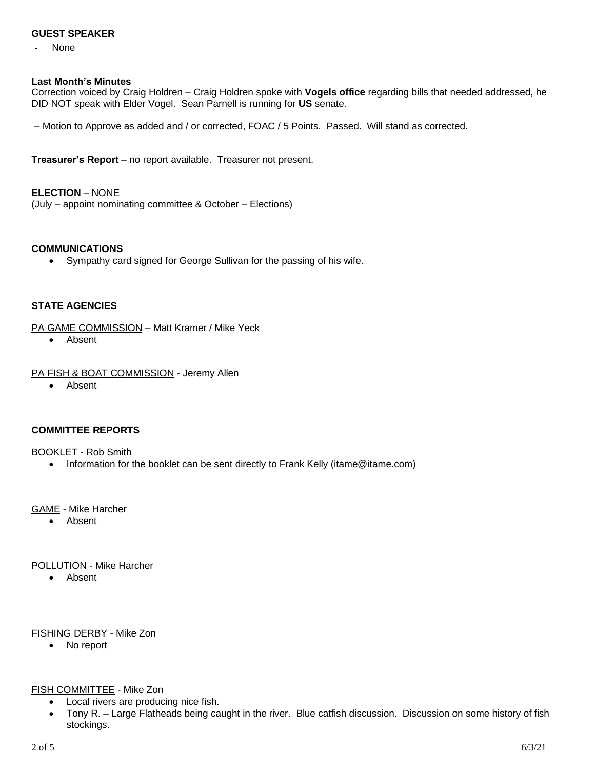**GUEST SPEAKER**

- None

**Last Month's Minutes**

Correction voiced by Craig Holdren – Craig Holdren spoke with **Vogels office** regarding bills that needed addressed, he DID NOT speak with Elder Vogel. Sean Parnell is running for **US** senate.

– Motion to Approve as added and / or corrected, FOAC / 5 Points. Passed. Will stand as corrected.

**Treasurer's Report** – no report available. Treasurer not present.

**ELECTION** – NONE

(July – appoint nominating committee & October – Elections)

**COMMUNICATIONS**

- Sympathy card signed for George Sullivan for the passing of his wife.

**STATE AGENCIES**

PA GAME COMMISSION – Matt Kramer / Mike Yeck

- Absent

PA FISH & BOAT COMMISSION - Jeremy Allen

- Absent

**COMMITTEE REPORTS**

BOOKLET - Rob Smith

- Information for the booklet can be sent directly to Frank Kelly (itame@itame.com)

GAME - Mike Harcher

- Absent

POLLUTION - Mike Harcher

- Absent

FISHING DERBY - Mike Zon

- No report

FISH COMMITTEE - Mike Zon

- Local rivers are producing nice fish.
- Tony R. – Large Flatheads being caught in the river. Blue catfish discussion. Discussion on some history of fish stockings.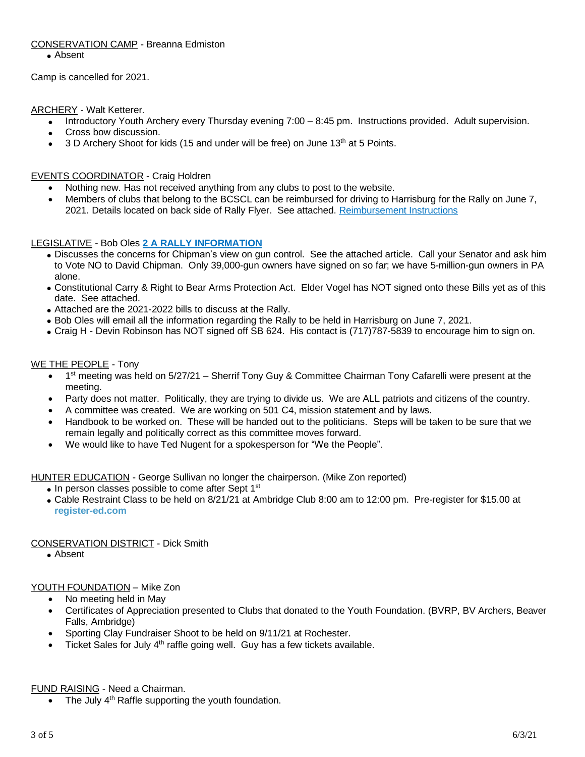<u>CONSERVATION CAMP</u> - Breanna Edmiston

- Absent

Camp is cancelled for 2021.

<u>ARCHERY</u> - Walt Ketterer.

- Introductory Youth Archery every Thursday evening 7:00 – 8:45 pm. Instructions provided. Adult supervision.
- Cross bow discussion.
- 3 D Archery Shoot for kids (15 and under will be free) on June 13th at 5 Points.

<u>EVENTS COORDINATOR</u> - Craig Holdren

- Nothing new. Has not received anything from any clubs to post to the website.
- Members of clubs that belong to the BCSCL can be reimbursed for driving to Harrisburg for the Rally on June 7, 2021. Details located on back side of Rally Flyer. See attached. Reimbursement Instructions

<u>LEGISLATIVE</u> - Bob Oles **2 A RALLY INFORMATION**

- Discusses the concerns for Chipman's view on gun control. See the attached article. Call your Senator and ask him to Vote NO to David Chipman. Only 39,000-gun owners have signed on so far; we have 5-million-gun owners in PA alone.
- Constitutional Carry & Right to Bear Arms Protection Act. Elder Vogel has NOT signed onto these Bills yet as of this date. See attached.
- Attached are the 2021-2022 bills to discuss at the Rally.
- Bob Oles will email all the information regarding the Rally to be held in Harrisburg on June 7, 2021.
- Craig H - Devin Robinson has NOT signed off SB 624. His contact is (717)787-5839 to encourage him to sign on.

<u>WE THE PEOPLE</u> - Tony

- 1st meeting was held on 5/27/21 – Sherrif Tony Guy & Committee Chairman Tony Cafarelli were present at the meeting.
- Party does not matter. Politically, they are trying to divide us. We are ALL patriots and citizens of the country.
- A committee was created. We are working on 501 C4, mission statement and by laws.
- Handbook to be worked on. These will be handed out to the politicians. Steps will be taken to be sure that we remain legally and politically correct as this committee moves forward.
- We would like to have Ted Nugent for a spokesperson for "We the People".

<u>HUNTER EDUCATION</u> - George Sullivan no longer the chairperson. (Mike Zon reported)

- In person classes possible to come after Sept 1st
- Cable Restraint Class to be held on 8/21/21 at Ambridge Club 8:00 am to 12:00 pm. Pre-register for $15.00 at **register-ed.com**

<u>CONSERVATION DISTRICT</u> - Dick Smith

- Absent

<u>YOUTH FOUNDATION</u> – Mike Zon

- No meeting held in May
- Certificates of Appreciation presented to Clubs that donated to the Youth Foundation. (BVRP, BV Archers, Beaver Falls, Ambridge)
- Sporting Clay Fundraiser Shoot to be held on 9/11/21 at Rochester.
- Ticket Sales for July 4th raffle going well. Guy has a few tickets available.

<u>FUND RAISING</u> - Need a Chairman.

- The July 4th Raffle supporting the youth foundation.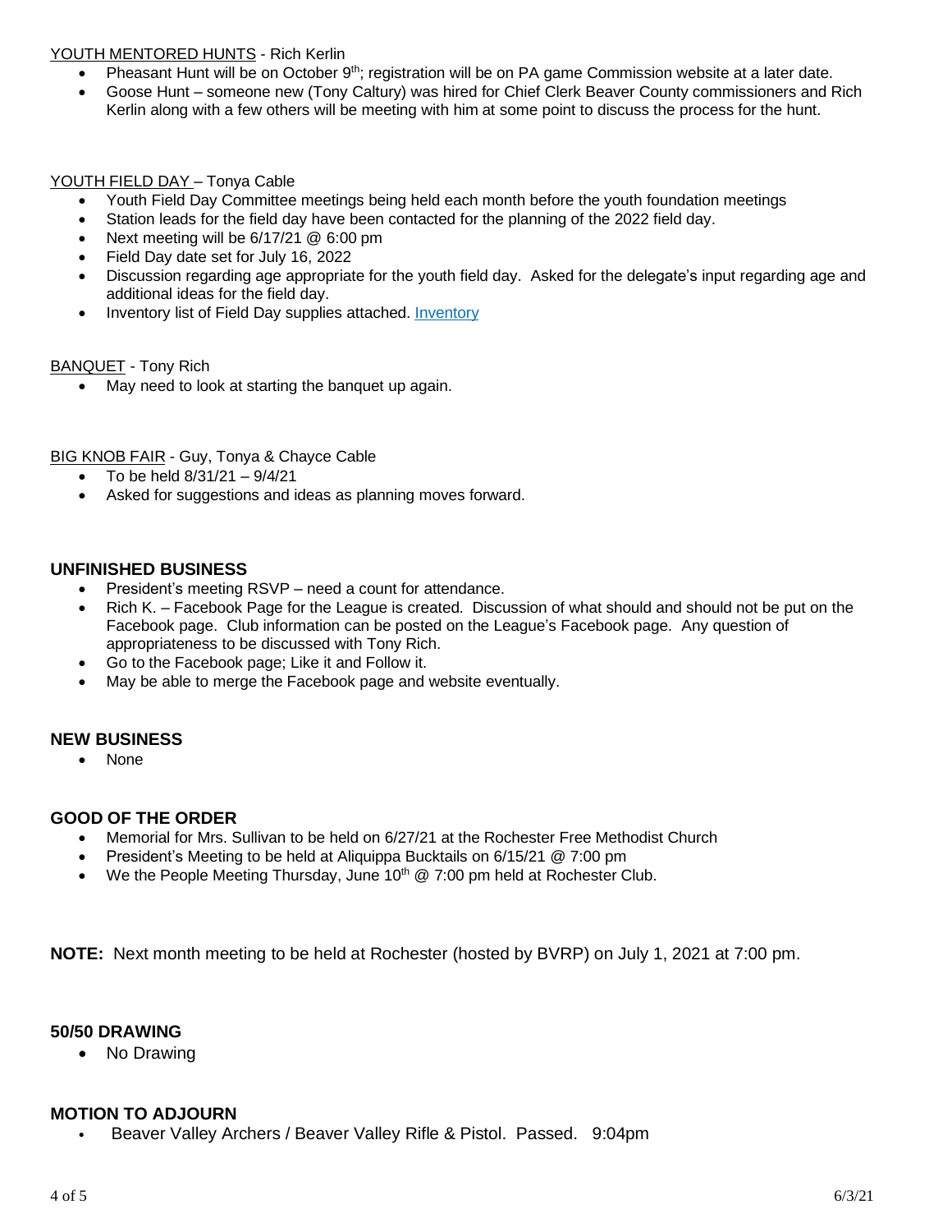<u>YOUTH MENTORED HUNTS</u> - Rich Kerlin

- Pheasant Hunt will be on October 9th; registration will be on PA game Commission website at a later date.
- Goose Hunt – someone new (Tony Caltury) was hired for Chief Clerk Beaver County commissioners and Rich Kerlin along with a few others will be meeting with him at some point to discuss the process for the hunt.

<u>YOUTH FIELD DAY</u> – Tonya Cable

- Youth Field Day Committee meetings being held each month before the youth foundation meetings
- Station leads for the field day have been contacted for the planning of the 2022 field day.
- Next meeting will be 6/17/21 @ 6:00 pm
- Field Day date set for July 16, 2022
- Discussion regarding age appropriate for the youth field day. Asked for the delegate's input regarding age and additional ideas for the field day.
- Inventory list of Field Day supplies attached. Inventory

<u>BANQUET</u> - Tony Rich

- May need to look at starting the banquet up again.

<u>BIG KNOB FAIR</u> - Guy, Tonya & Chayce Cable

- To be held 8/31/21 – 9/4/21
- Asked for suggestions and ideas as planning moves forward.

## UNFINISHED BUSINESS

- President's meeting RSVP – need a count for attendance.
- Rich K. – Facebook Page for the League is created. Discussion of what should and should not be put on the Facebook page. Club information can be posted on the League's Facebook page. Any question of appropriateness to be discussed with Tony Rich.
- Go to the Facebook page; Like it and Follow it.
- May be able to merge the Facebook page and website eventually.

## NEW BUSINESS

- None

## GOOD OF THE ORDER

- Memorial for Mrs. Sullivan to be held on 6/27/21 at the Rochester Free Methodist Church
- President's Meeting to be held at Aliquippa Bucktails on 6/15/21 @ 7:00 pm
- We the People Meeting Thursday, June 10th @ 7:00 pm held at Rochester Club.

**NOTE:** Next month meeting to be held at Rochester (hosted by BVRP) on July 1, 2021 at 7:00 pm.

## 50/50 DRAWING

- No Drawing

## MOTION TO ADJOURN

- Beaver Valley Archers / Beaver Valley Rifle & Pistol. Passed. 9:04pm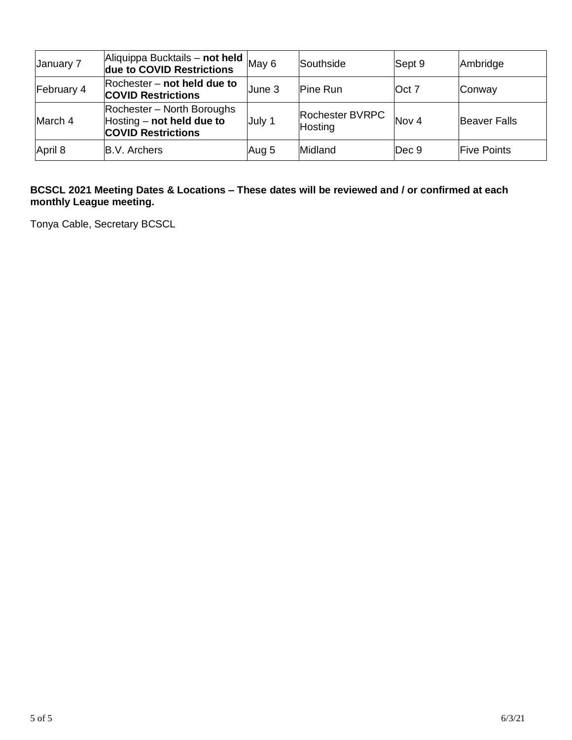| | | | | | |
|---|---|---|---|---|---|
| January 7 | Aliquippa Bucktails – **not held due to COVID Restrictions** | May 6 | Southside | Sept 9 | Ambridge |
| February 4 | Rochester – **not held due to COVID Restrictions** | June 3 | Pine Run | Oct 7 | Conway |
| March 4 | Rochester – North Boroughs Hosting – **not held due to COVID Restrictions** | July 1 | Rochester BVRPC Hosting | Nov 4 | Beaver Falls |
| April 8 | B.V. Archers | Aug 5 | Midland | Dec 9 | Five Points |

**BCSCL 2021 Meeting Dates & Locations – These dates will be reviewed and / or confirmed at each monthly League meeting.**

Tonya Cable, Secretary BCSCL